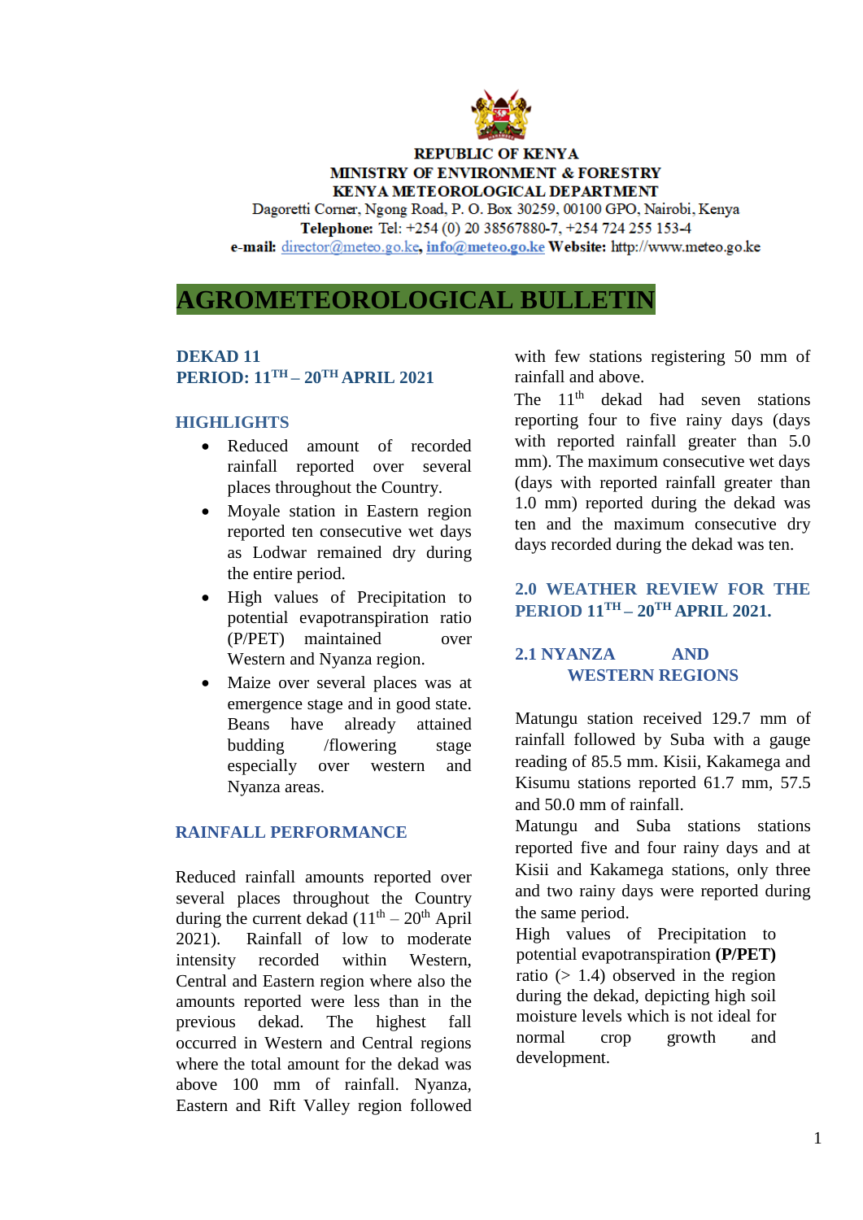**REPUBLIC OF KENYA**
**MINISTRY OF ENVIRONMENT & FORESTRY**
**KENYA METEOROLOGICAL DEPARTMENT**

Dagoretti Corner, Ngong Road, P. O. Box 30259, 00100 GPO, Nairobi, Kenya

**Telephone:** Tel: +254 (0) 20 38567880-7, +254 724 255 153-4

**e-mail:** director@meteo.go.ke, **info@meteo.go.ke** **Website:** http://www.meteo.go.ke

# AGROMETEOROLOGICAL BULLETIN

**DEKAD 11**
**PERIOD: 11TH – 20TH APRIL 2021**

## HIGHLIGHTS

- Reduced amount of recorded rainfall reported over several places throughout the Country.
- Moyale station in Eastern region reported ten consecutive wet days as Lodwar remained dry during the entire period.
- High values of Precipitation to potential evapotranspiration ratio (P/PET) maintained over Western and Nyanza region.
- Maize over several places was at emergence stage and in good state. Beans have already attained budding /flowering stage especially over western and Nyanza areas.

## RAINFALL PERFORMANCE

Reduced rainfall amounts reported over several places throughout the Country during the current dekad (11th – 20th April 2021). Rainfall of low to moderate intensity recorded within Western, Central and Eastern region where also the amounts reported were less than in the previous dekad. The highest fall occurred in Western and Central regions where the total amount for the dekad was above 100 mm of rainfall. Nyanza, Eastern and Rift Valley region followed with few stations registering 50 mm of rainfall and above.

The 11th dekad had seven stations reporting four to five rainy days (days with reported rainfall greater than 5.0 mm). The maximum consecutive wet days (days with reported rainfall greater than 1.0 mm) reported during the dekad was ten and the maximum consecutive dry days recorded during the dekad was ten.

## 2.0 WEATHER REVIEW FOR THE PERIOD 11TH – 20TH APRIL 2021.

### 2.1 NYANZA AND WESTERN REGIONS

Matungu station received 129.7 mm of rainfall followed by Suba with a gauge reading of 85.5 mm. Kisii, Kakamega and Kisumu stations reported 61.7 mm, 57.5 and 50.0 mm of rainfall.

Matungu and Suba stations stations reported five and four rainy days and at Kisii and Kakamega stations, only three and two rainy days were reported during the same period.

High values of Precipitation to potential evapotranspiration **(P/PET)** ratio (> 1.4) observed in the region during the dekad, depicting high soil moisture levels which is not ideal for normal crop growth and development.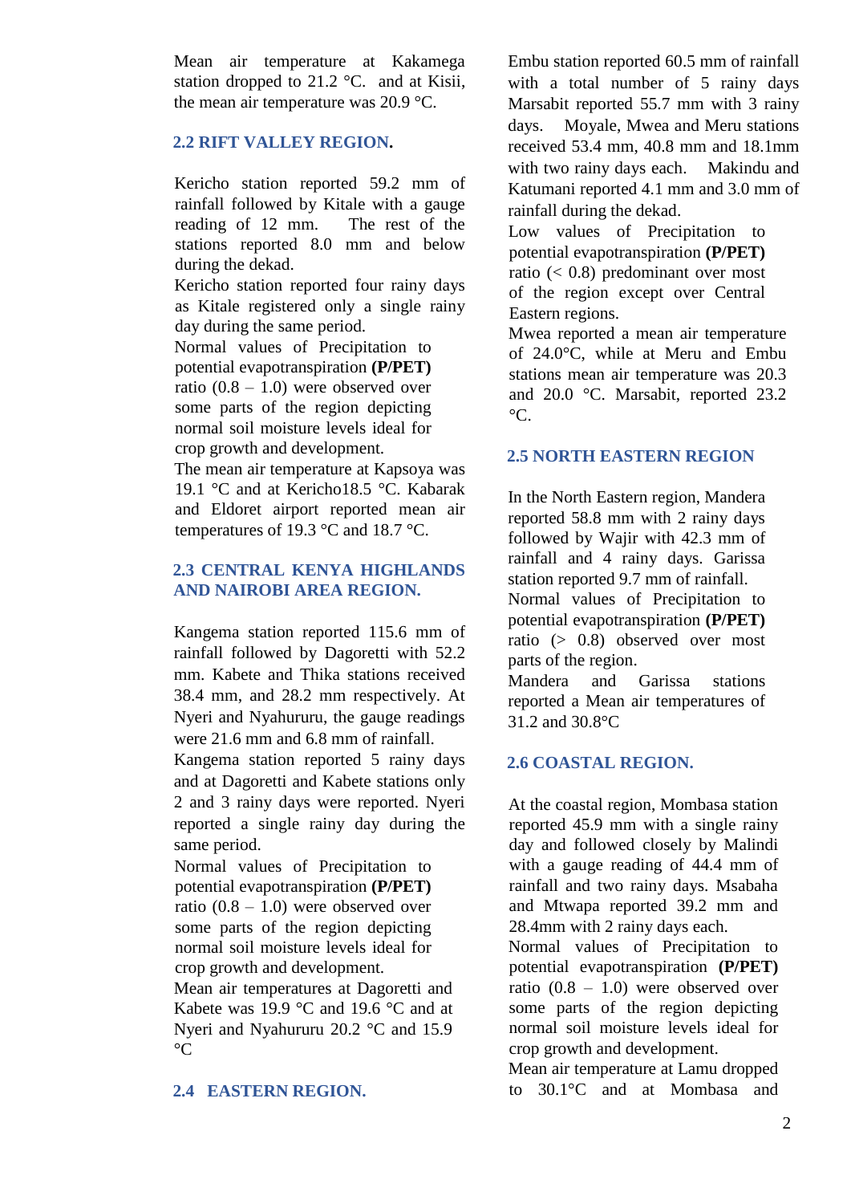Mean air temperature at Kakamega station dropped to 21.2 °C. and at Kisii, the mean air temperature was 20.9 °C.

## 2.2 RIFT VALLEY REGION.

Kericho station reported 59.2 mm of rainfall followed by Kitale with a gauge reading of 12 mm. The rest of the stations reported 8.0 mm and below during the dekad.

Kericho station reported four rainy days as Kitale registered only a single rainy day during the same period.

Normal values of Precipitation to potential evapotranspiration **(P/PET)** ratio (0.8 – 1.0) were observed over some parts of the region depicting normal soil moisture levels ideal for crop growth and development.

The mean air temperature at Kapsoya was 19.1 °C and at Kericho18.5 °C. Kabarak and Eldoret airport reported mean air temperatures of 19.3 °C and 18.7 °C.

## 2.3 CENTRAL KENYA HIGHLANDS AND NAIROBI AREA REGION.

Kangema station reported 115.6 mm of rainfall followed by Dagoretti with 52.2 mm. Kabete and Thika stations received 38.4 mm, and 28.2 mm respectively. At Nyeri and Nyahururu, the gauge readings were 21.6 mm and 6.8 mm of rainfall.

Kangema station reported 5 rainy days and at Dagoretti and Kabete stations only 2 and 3 rainy days were reported. Nyeri reported a single rainy day during the same period.

Normal values of Precipitation to potential evapotranspiration **(P/PET)** ratio (0.8 – 1.0) were observed over some parts of the region depicting normal soil moisture levels ideal for crop growth and development.

Mean air temperatures at Dagoretti and Kabete was 19.9 °C and 19.6 °C and at Nyeri and Nyahururu 20.2 °C and 15.9 °C

## 2.4 EASTERN REGION.

Embu station reported 60.5 mm of rainfall with a total number of 5 rainy days Marsabit reported 55.7 mm with 3 rainy days. Moyale, Mwea and Meru stations received 53.4 mm, 40.8 mm and 18.1mm with two rainy days each. Makindu and Katumani reported 4.1 mm and 3.0 mm of rainfall during the dekad.

Low values of Precipitation to potential evapotranspiration **(P/PET)** ratio (< 0.8) predominant over most of the region except over Central Eastern regions.

Mwea reported a mean air temperature of 24.0°C, while at Meru and Embu stations mean air temperature was 20.3 and 20.0 °C. Marsabit, reported 23.2 °C.

## 2.5 NORTH EASTERN REGION

In the North Eastern region, Mandera reported 58.8 mm with 2 rainy days followed by Wajir with 42.3 mm of rainfall and 4 rainy days. Garissa station reported 9.7 mm of rainfall.

Normal values of Precipitation to potential evapotranspiration **(P/PET)** ratio (> 0.8) observed over most parts of the region.

Mandera and Garissa stations reported a Mean air temperatures of 31.2 and 30.8°C

## 2.6 COASTAL REGION.

At the coastal region, Mombasa station reported 45.9 mm with a single rainy day and followed closely by Malindi with a gauge reading of 44.4 mm of rainfall and two rainy days. Msabaha and Mtwapa reported 39.2 mm and 28.4mm with 2 rainy days each.

Normal values of Precipitation to potential evapotranspiration **(P/PET)** ratio (0.8 – 1.0) were observed over some parts of the region depicting normal soil moisture levels ideal for crop growth and development.

Mean air temperature at Lamu dropped to 30.1°C and at Mombasa and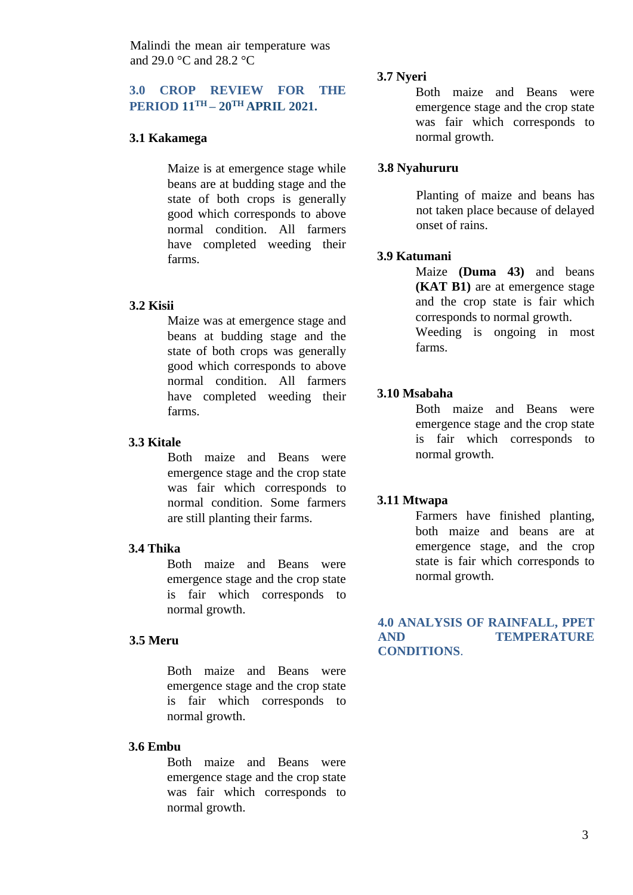Malindi the mean air temperature was and 29.0 °C and 28.2 °C

## 3.0 CROP REVIEW FOR THE PERIOD 11TH – 20TH APRIL 2021.

### 3.1 Kakamega

Maize is at emergence stage while beans are at budding stage and the state of both crops is generally good which corresponds to above normal condition. All farmers have completed weeding their farms.

### 3.2 Kisii

Maize was at emergence stage and beans at budding stage and the state of both crops was generally good which corresponds to above normal condition. All farmers have completed weeding their farms.

### 3.3 Kitale

Both maize and Beans were emergence stage and the crop state was fair which corresponds to normal condition. Some farmers are still planting their farms.

### 3.4 Thika

Both maize and Beans were emergence stage and the crop state is fair which corresponds to normal growth.

### 3.5 Meru

Both maize and Beans were emergence stage and the crop state is fair which corresponds to normal growth.

### 3.6 Embu

Both maize and Beans were emergence stage and the crop state was fair which corresponds to normal growth.

### 3.7 Nyeri

Both maize and Beans were emergence stage and the crop state was fair which corresponds to normal growth.

### 3.8 Nyahururu

Planting of maize and beans has not taken place because of delayed onset of rains.

### 3.9 Katumani

Maize **(Duma 43)** and beans **(KAT B1)** are at emergence stage and the crop state is fair which corresponds to normal growth.
Weeding is ongoing in most farms.

### 3.10 Msabaha

Both maize and Beans were emergence stage and the crop state is fair which corresponds to normal growth.

### 3.11 Mtwapa

Farmers have finished planting, both maize and beans are at emergence stage, and the crop state is fair which corresponds to normal growth.

## 4.0 ANALYSIS OF RAINFALL, PPET AND TEMPERATURE CONDITIONS.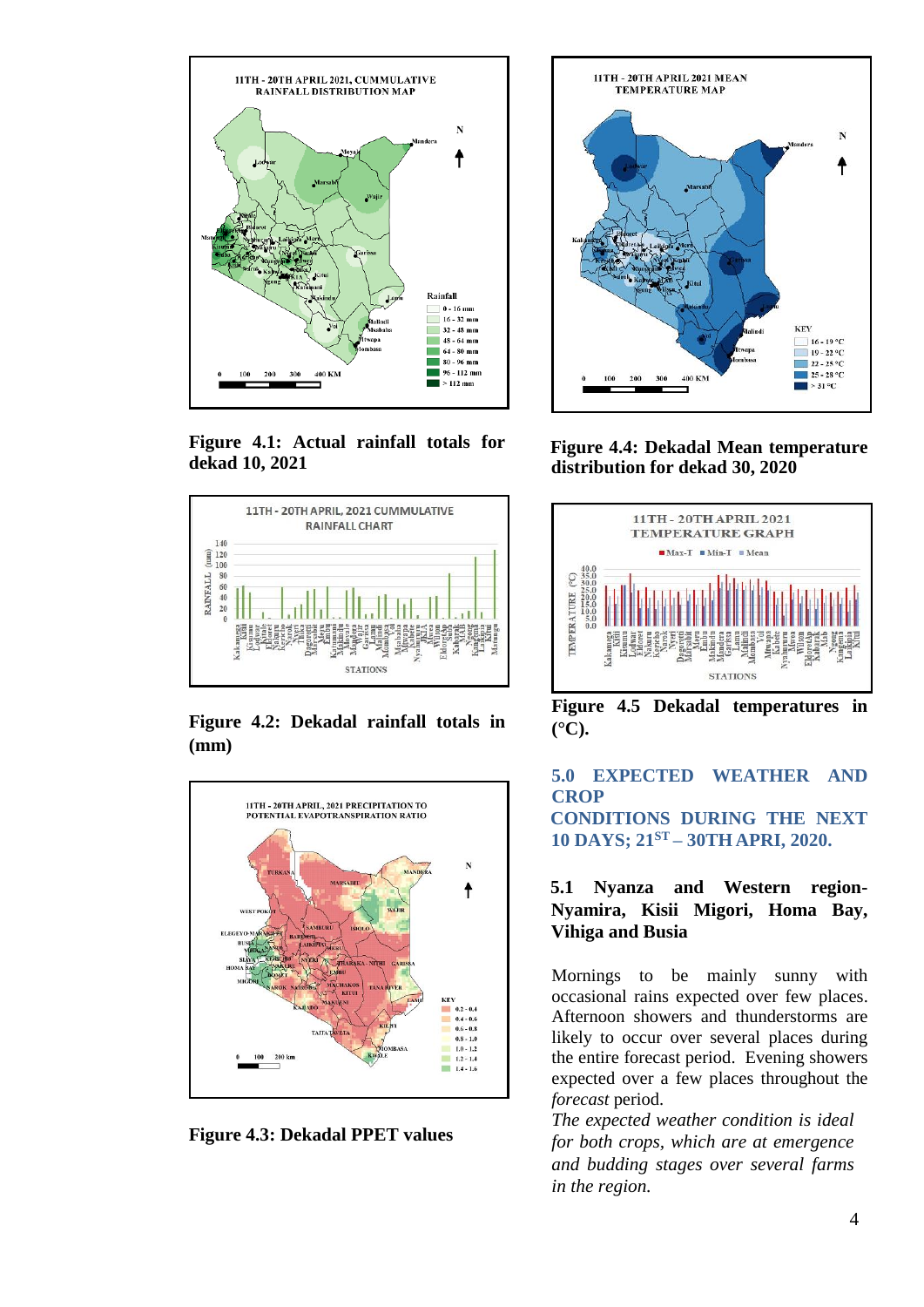**Figure 4.1: Actual rainfall totals for dekad 10, 2021**

**Figure 4.2: Dekadal rainfall totals in (mm)**

**Figure 4.3: Dekadal PPET values**

**Figure 4.4: Dekadal Mean temperature distribution for dekad 30, 2020**

**Figure 4.5 Dekadal temperatures in (°C).**

## 5.0 EXPECTED WEATHER AND CROP CONDITIONS DURING THE NEXT 10 DAYS; 21ST – 30TH APRI, 2020.

### 5.1 Nyanza and Western region- Nyamira, Kisii Migori, Homa Bay, Vihiga and Busia

Mornings to be mainly sunny with occasional rains expected over few places. Afternoon showers and thunderstorms are likely to occur over several places during the entire forecast period. Evening showers expected over a few places throughout the *forecast* period.

*The expected weather condition is ideal for both crops, which are at emergence and budding stages over several farms in the region.*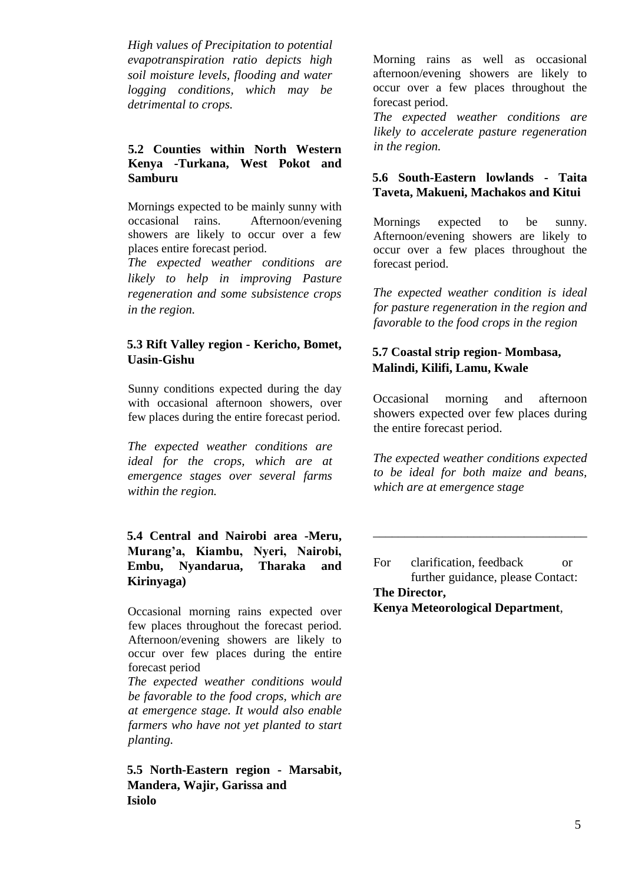*High values of Precipitation to potential evapotranspiration ratio depicts high soil moisture levels, flooding and water logging conditions, which may be detrimental to crops.*

### 5.2 Counties within North Western Kenya -Turkana, West Pokot and Samburu

Mornings expected to be mainly sunny with occasional rains. Afternoon/evening showers are likely to occur over a few places entire forecast period.

*The expected weather conditions are likely to help in improving Pasture regeneration and some subsistence crops in the region.*

### 5.3 Rift Valley region - Kericho, Bomet, Uasin-Gishu

Sunny conditions expected during the day with occasional afternoon showers, over few places during the entire forecast period.

*The expected weather conditions are ideal for the crops, which are at emergence stages over several farms within the region.*

### 5.4 Central and Nairobi area -Meru, Murang'a, Kiambu, Nyeri, Nairobi, Embu, Nyandarua, Tharaka and Kirinyaga)

Occasional morning rains expected over few places throughout the forecast period. Afternoon/evening showers are likely to occur over few places during the entire forecast period

*The expected weather conditions would be favorable to the food crops, which are at emergence stage. It would also enable farmers who have not yet planted to start planting.*

### 5.5 North-Eastern region - Marsabit, Mandera, Wajir, Garissa and Isiolo

Morning rains as well as occasional afternoon/evening showers are likely to occur over a few places throughout the forecast period.

*The expected weather conditions are likely to accelerate pasture regeneration in the region.*

### 5.6 South-Eastern lowlands - Taita Taveta, Makueni, Machakos and Kitui

Mornings expected to be sunny. Afternoon/evening showers are likely to occur over a few places throughout the forecast period.

*The expected weather condition is ideal for pasture regeneration in the region and favorable to the food crops in the region*

### 5.7 Coastal strip region- Mombasa, Malindi, Kilifi, Lamu, Kwale

Occasional morning and afternoon showers expected over few places during the entire forecast period.

*The expected weather conditions expected to be ideal for both maize and beans, which are at emergence stage*

---

For clarification, feedback or further guidance, please Contact:

**The Director,**
**Kenya Meteorological Department**,